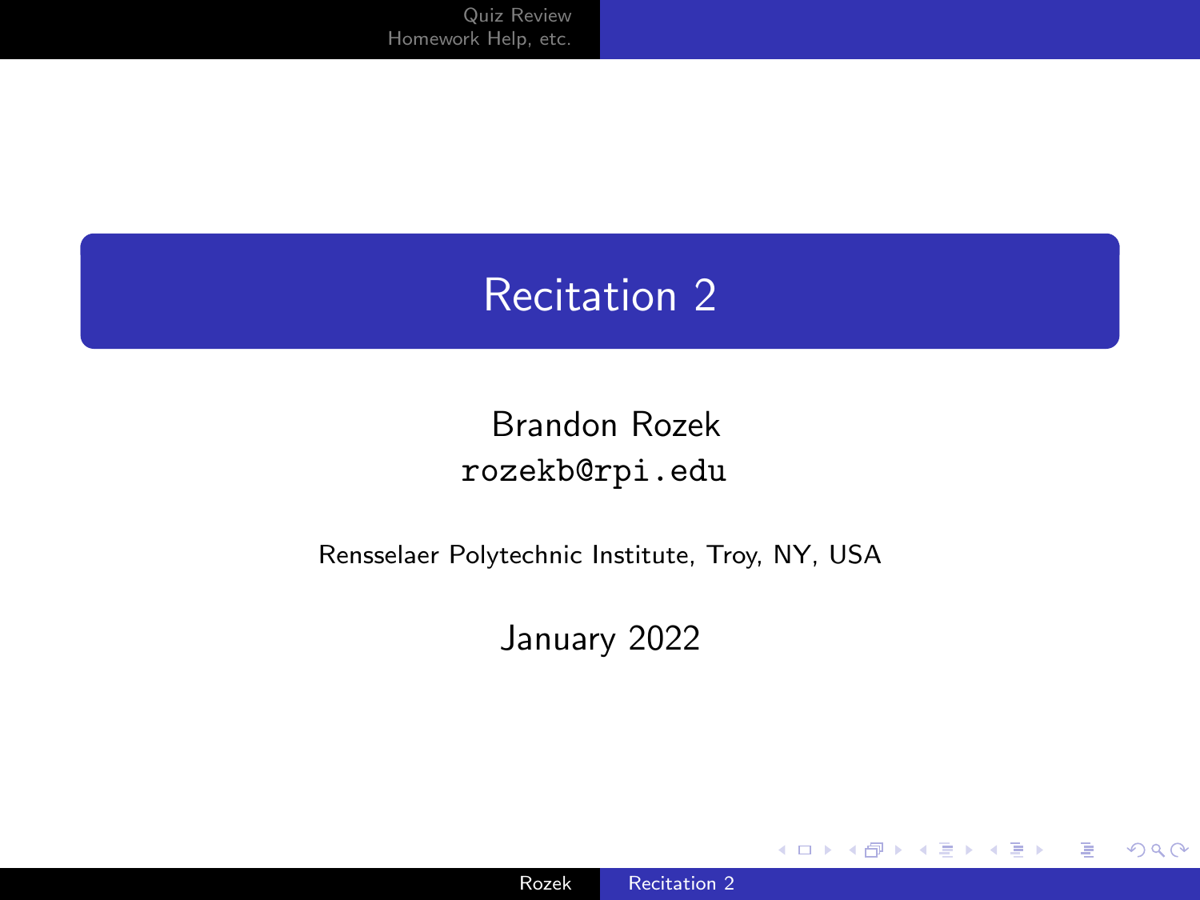# Recitation 2

Brandon Rozek
rozekb@rpi.edu

Rensselaer Polytechnic Institute, Troy, NY, USA

January 2022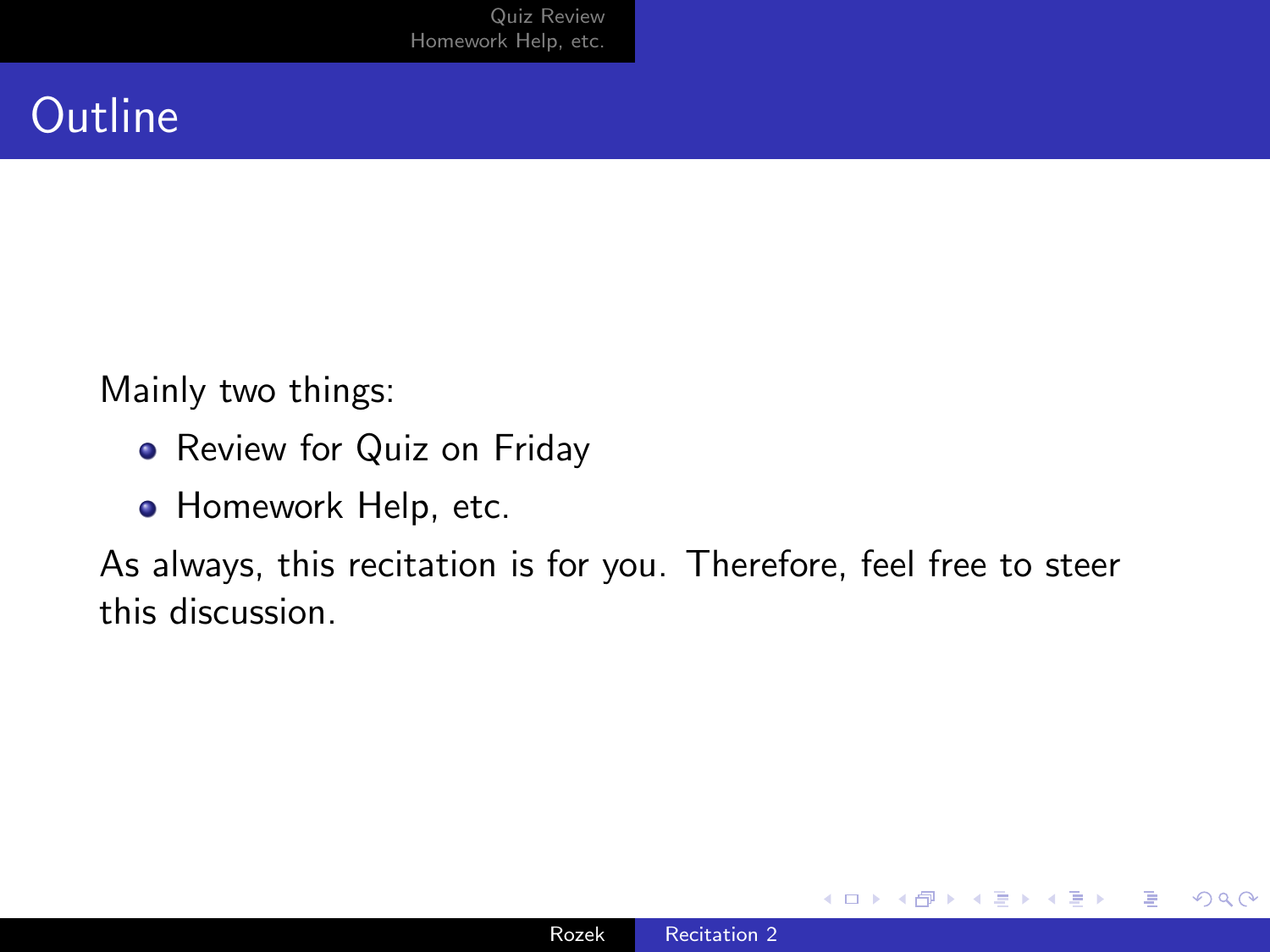# Outline

Mainly two things:

- Review for Quiz on Friday
- Homework Help, etc.

As always, this recitation is for you. Therefore, feel free to steer this discussion.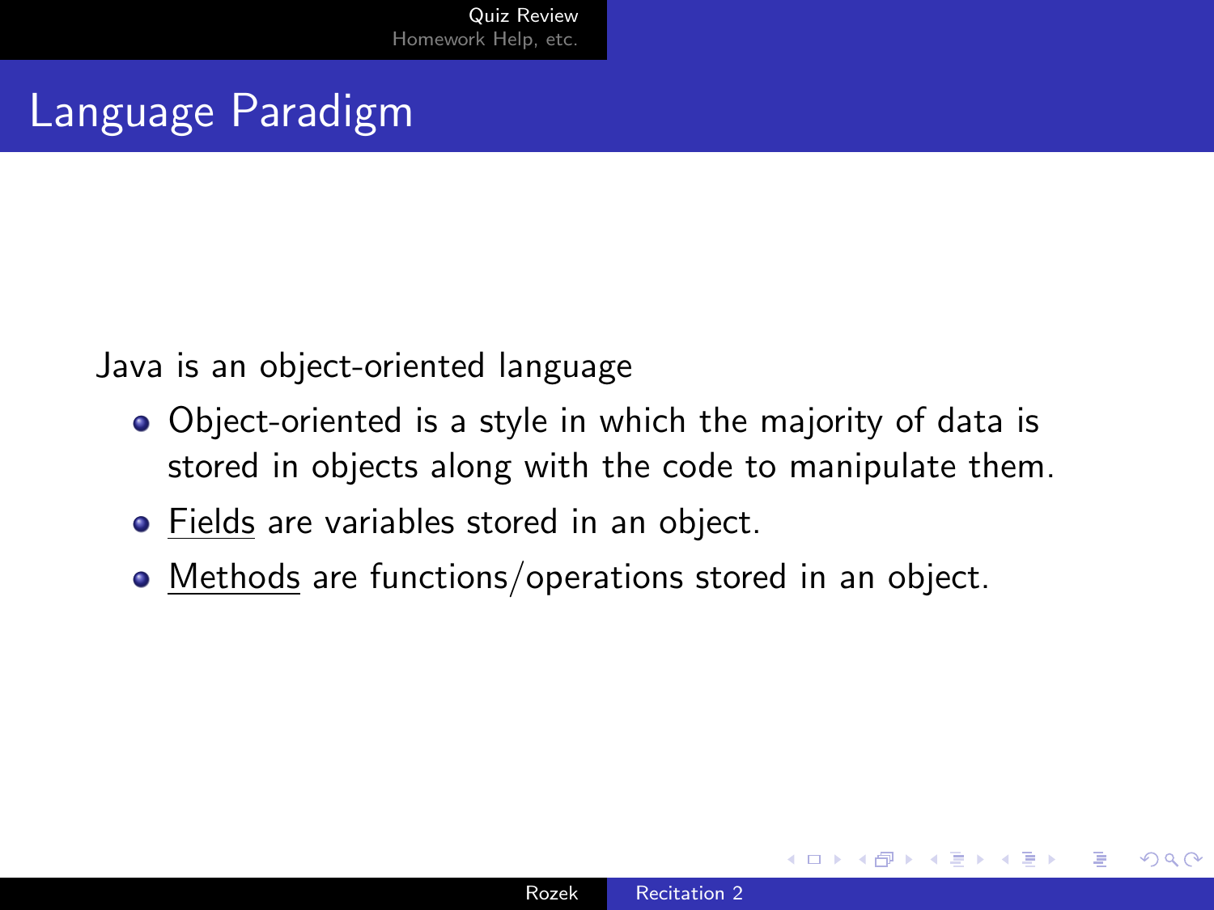# Language Paradigm

Java is an object-oriented language

- Object-oriented is a style in which the majority of data is stored in objects along with the code to manipulate them.
- <u>Fields</u> are variables stored in an object.
- <u>Methods</u> are functions/operations stored in an object.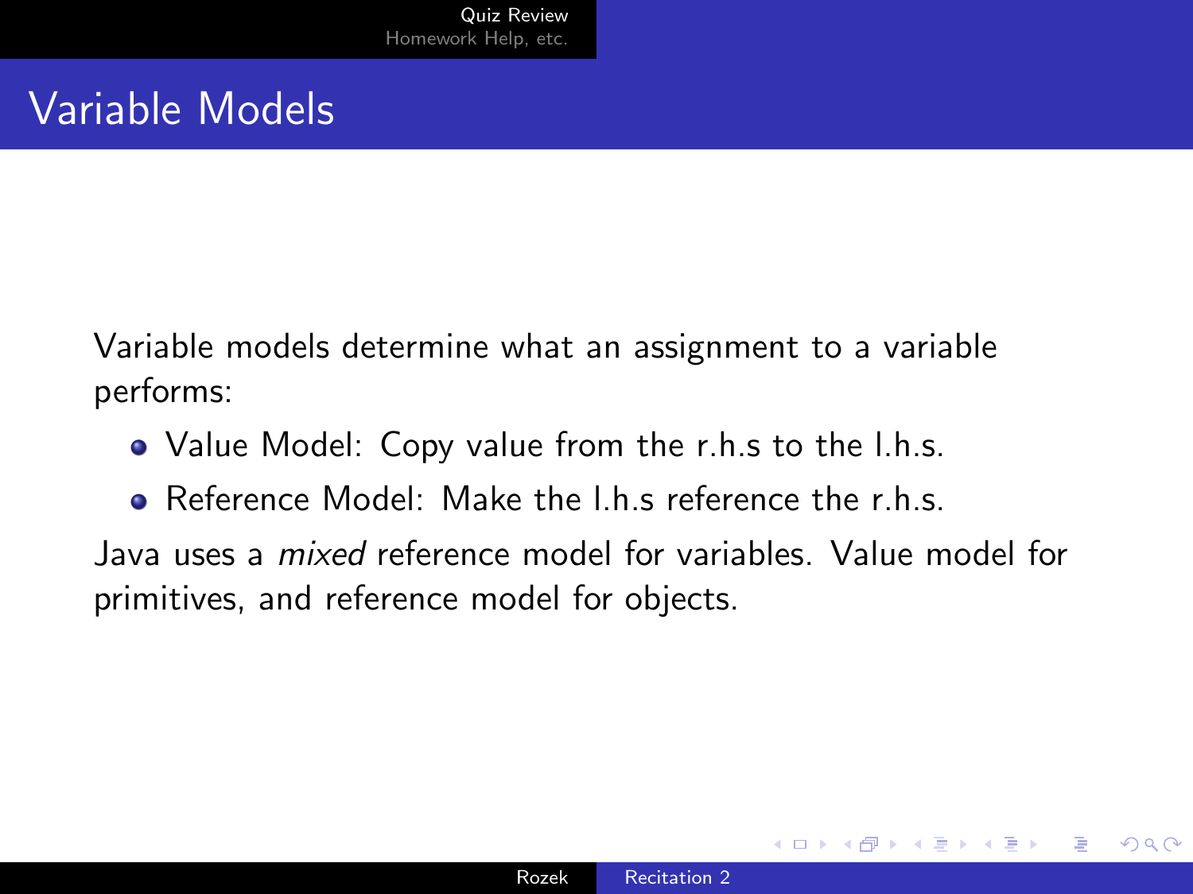# Variable Models

Variable models determine what an assignment to a variable performs:

- Value Model: Copy value from the r.h.s to the l.h.s.
- Reference Model: Make the l.h.s reference the r.h.s.

Java uses a *mixed* reference model for variables. Value model for primitives, and reference model for objects.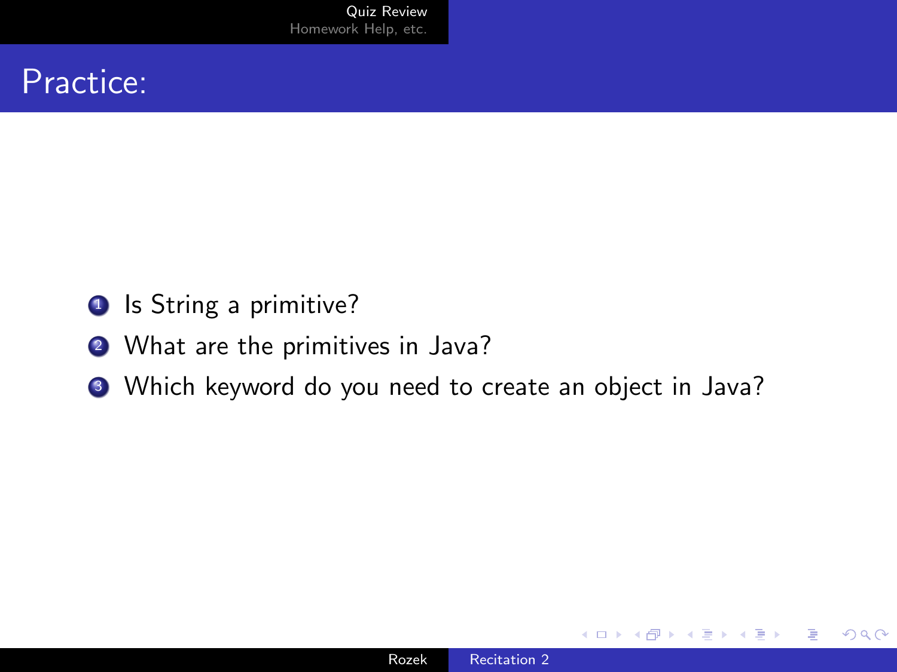# Practice:

1. Is String a primitive?
2. What are the primitives in Java?
3. Which keyword do you need to create an object in Java?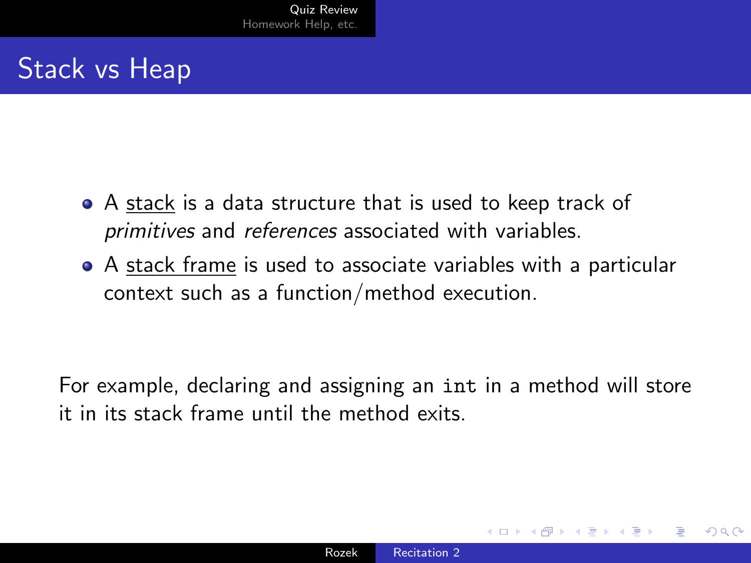# Stack vs Heap

- A stack is a data structure that is used to keep track of *primitives* and *references* associated with variables.
- A stack frame is used to associate variables with a particular context such as a function/method execution.

For example, declaring and assigning an `int` in a method will store it in its stack frame until the method exits.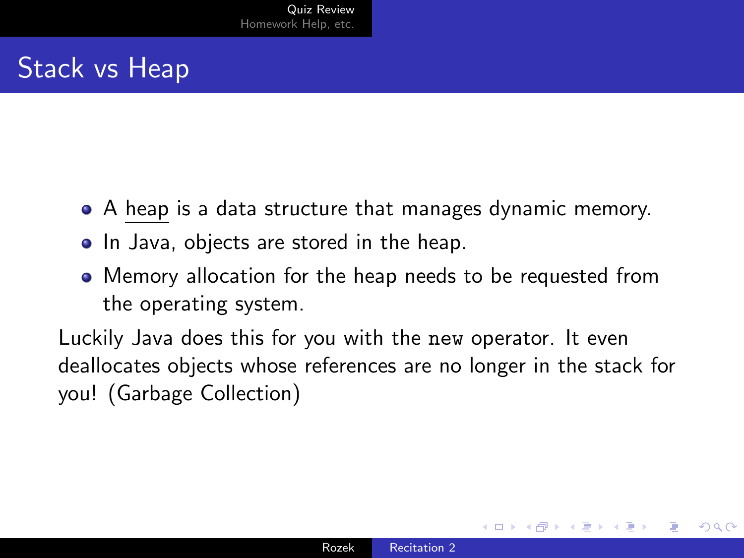# Stack vs Heap

- A heap is a data structure that manages dynamic memory.
- In Java, objects are stored in the heap.
- Memory allocation for the heap needs to be requested from the operating system.

Luckily Java does this for you with the `new` operator. It even deallocates objects whose references are no longer in the stack for you! (Garbage Collection)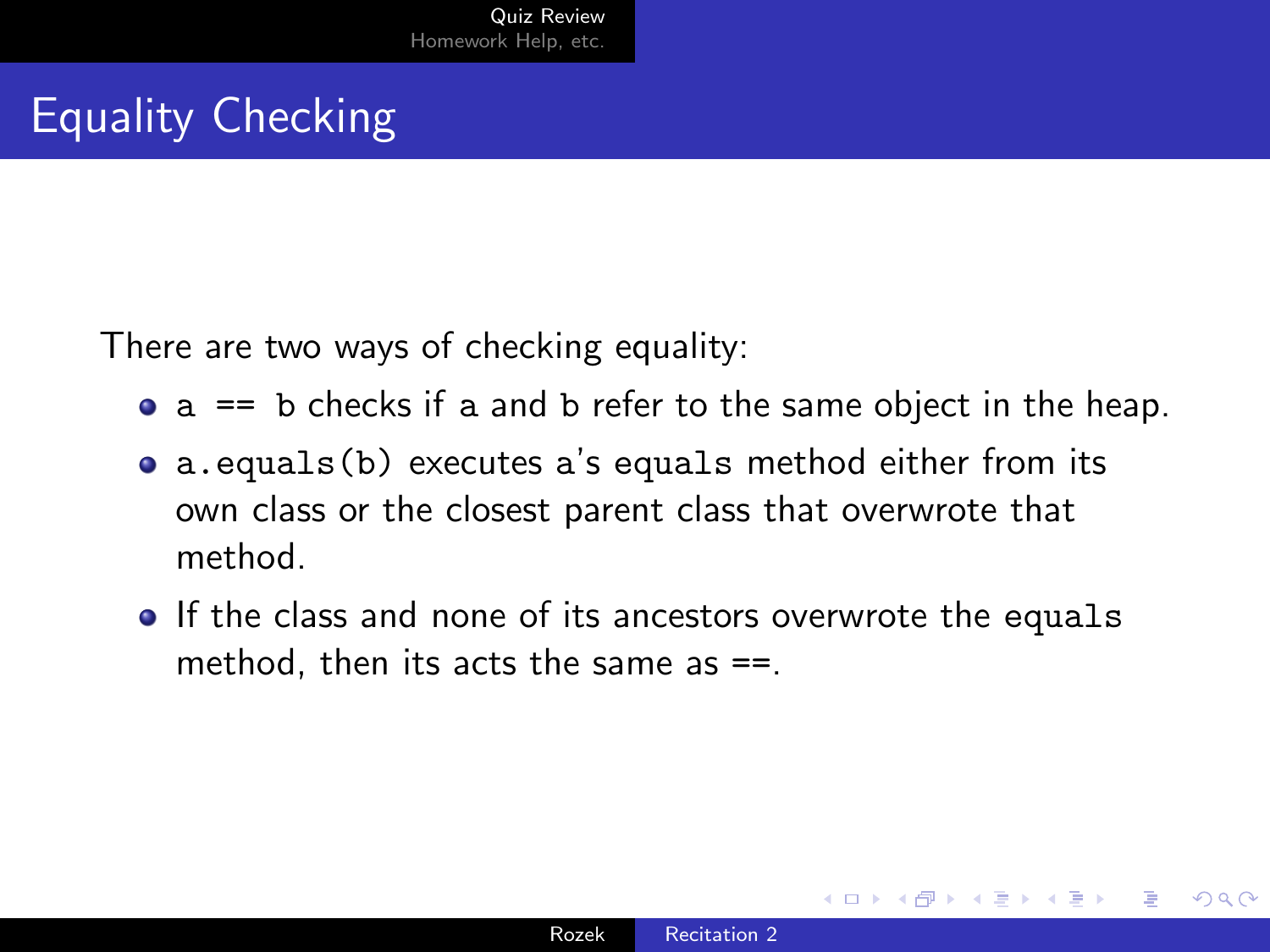# Equality Checking

There are two ways of checking equality:

- `a == b` checks if `a` and `b` refer to the same object in the heap.
- `a.equals(b)` executes `a`'s `equals` method either from its own class or the closest parent class that overwrote that method.
- If the class and none of its ancestors overwrote the `equals` method, then its acts the same as ==.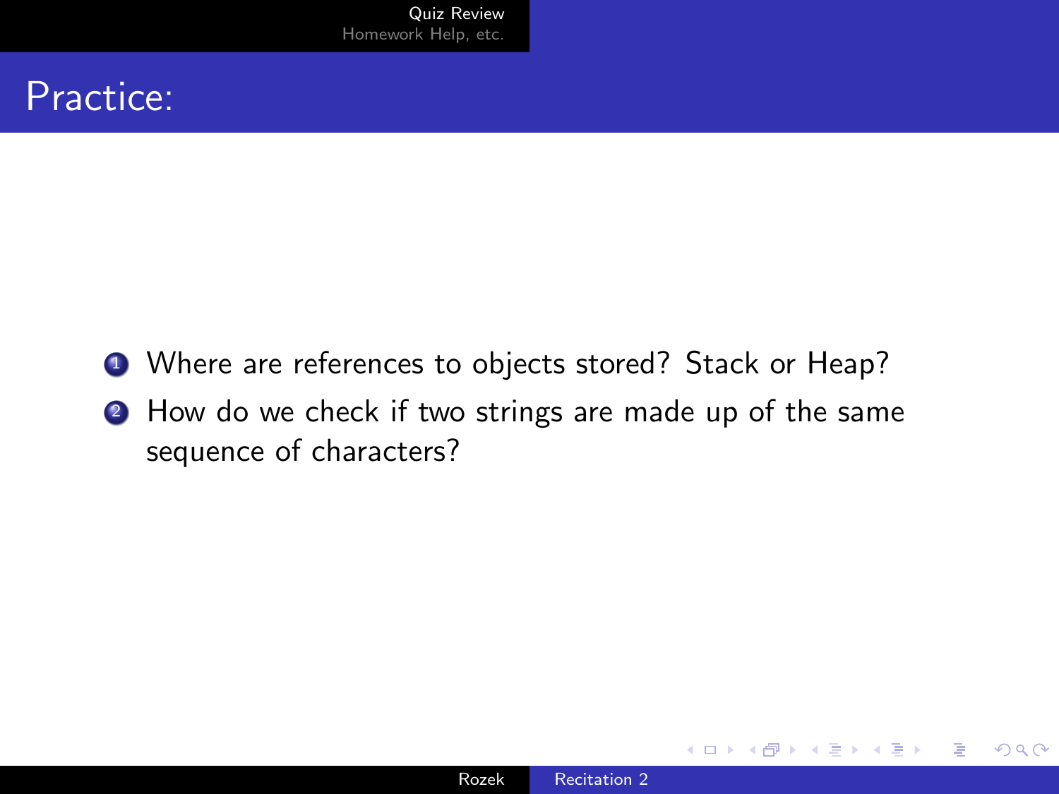## Practice:

1. Where are references to objects stored? Stack or Heap?
2. How do we check if two strings are made up of the same sequence of characters?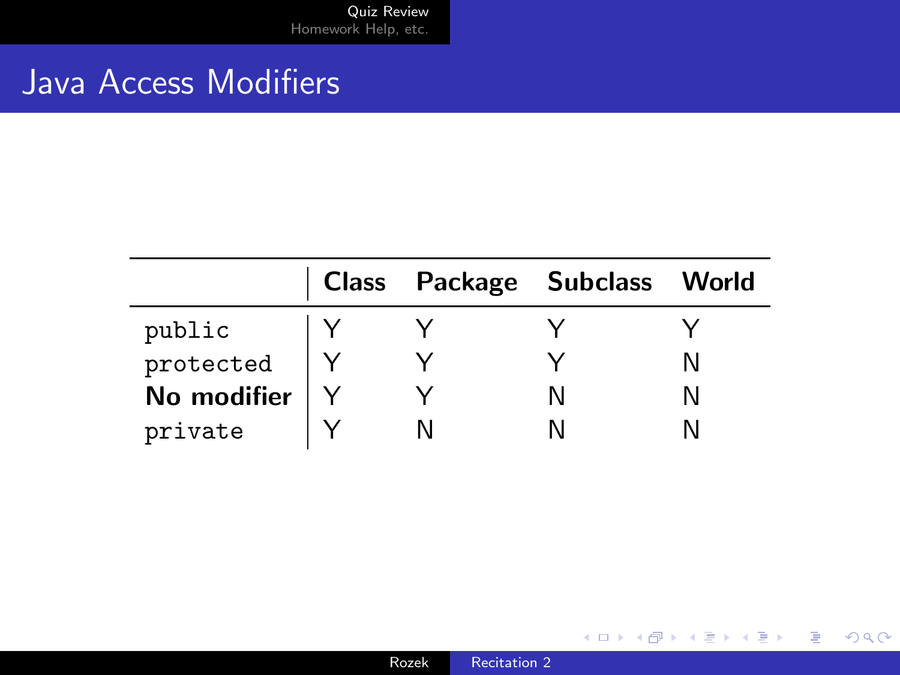# Java Access Modifiers

| | **Class** | **Package** | **Subclass** | **World** |
|---|---|---|---|---|
| `public` | Y | Y | Y | Y |
| `protected` | Y | Y | Y | N |
| **No modifier** | Y | Y | N | N |
| `private` | Y | N | N | N |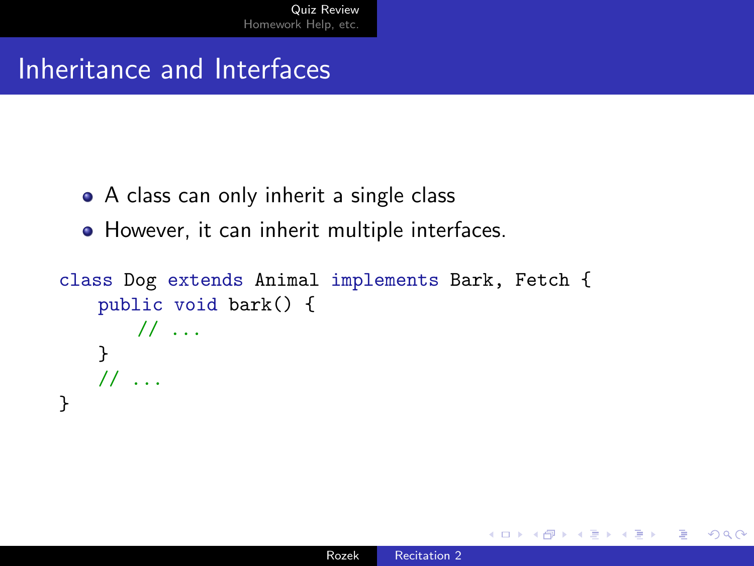# Inheritance and Interfaces

- A class can only inherit a single class
- However, it can inherit multiple interfaces.

```
class Dog extends Animal implements Bark, Fetch {
    public void bark() {
        // ...
    }
    // ...
}
```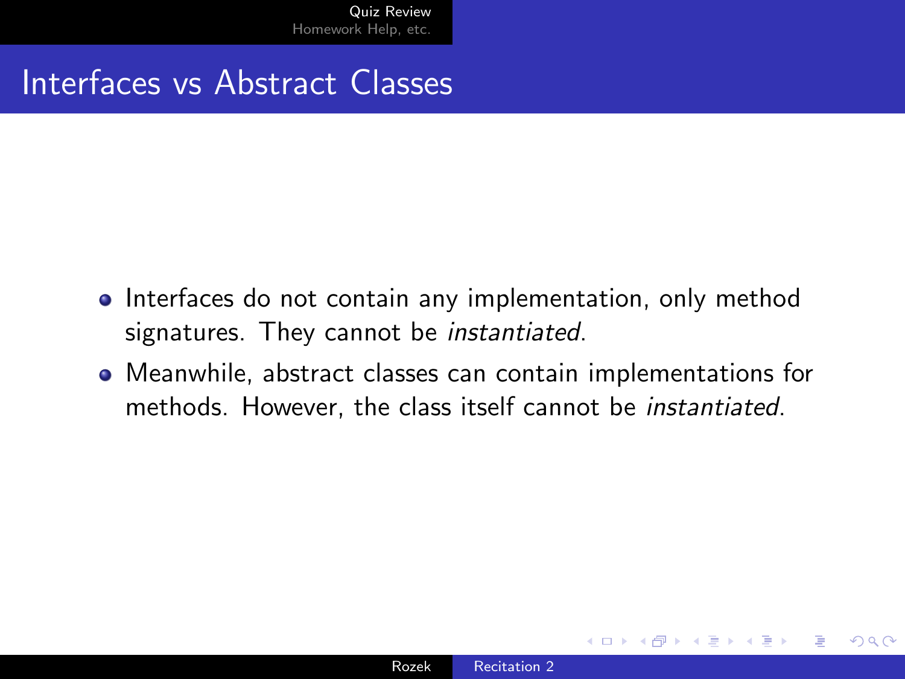# Interfaces vs Abstract Classes

- Interfaces do not contain any implementation, only method signatures. They cannot be *instantiated*.
- Meanwhile, abstract classes can contain implementations for methods. However, the class itself cannot be *instantiated*.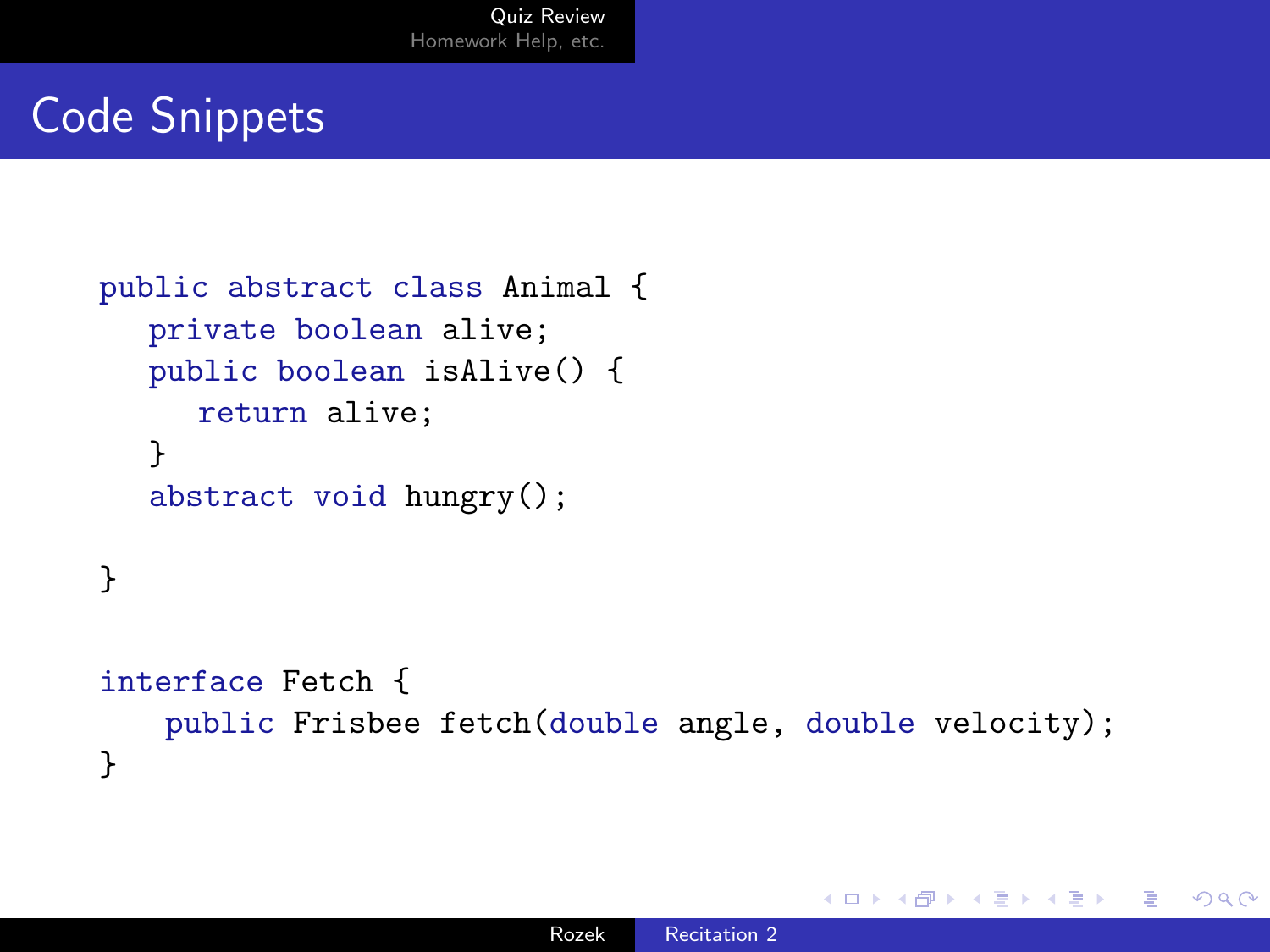# Code Snippets

```
public abstract class Animal {
   private boolean alive;
   public boolean isAlive() {
      return alive;
   }
   abstract void hungry();

}


interface Fetch {
    public Frisbee fetch(double angle, double velocity);
}
```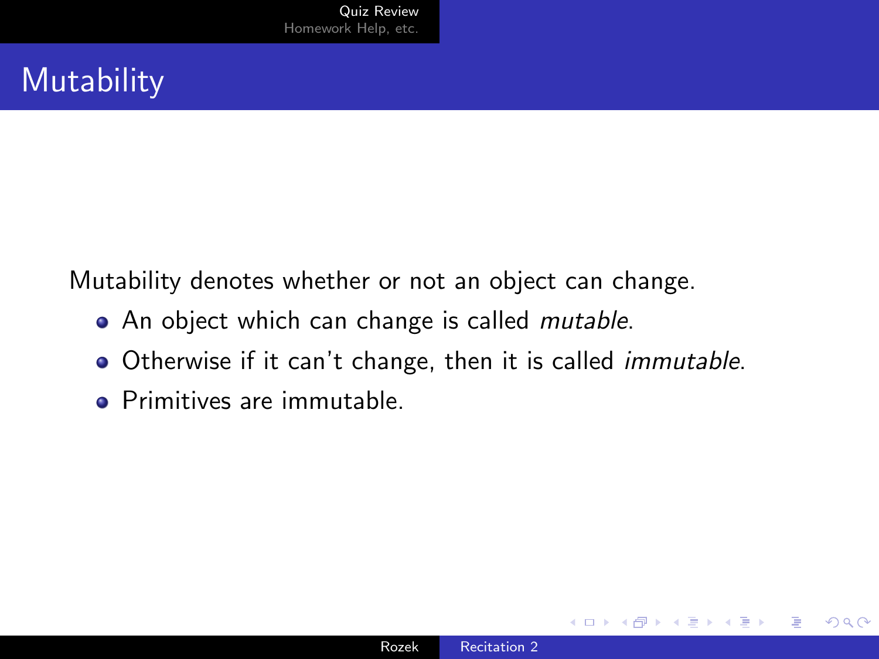# Mutability

Mutability denotes whether or not an object can change.

- An object which can change is called *mutable*.
- Otherwise if it can't change, then it is called *immutable*.
- Primitives are immutable.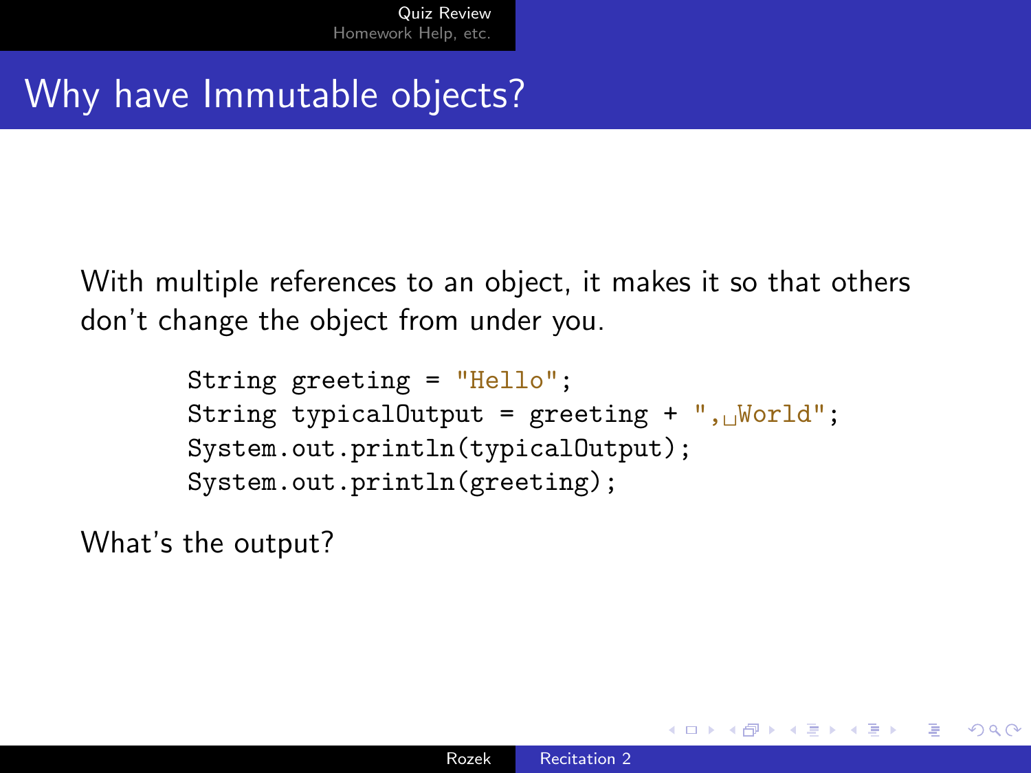# Why have Immutable objects?

With multiple references to an object, it makes it so that others don't change the object from under you.

```
String greeting = "Hello";
String typicalOutput = greeting + ", World";
System.out.println(typicalOutput);
System.out.println(greeting);
```

What's the output?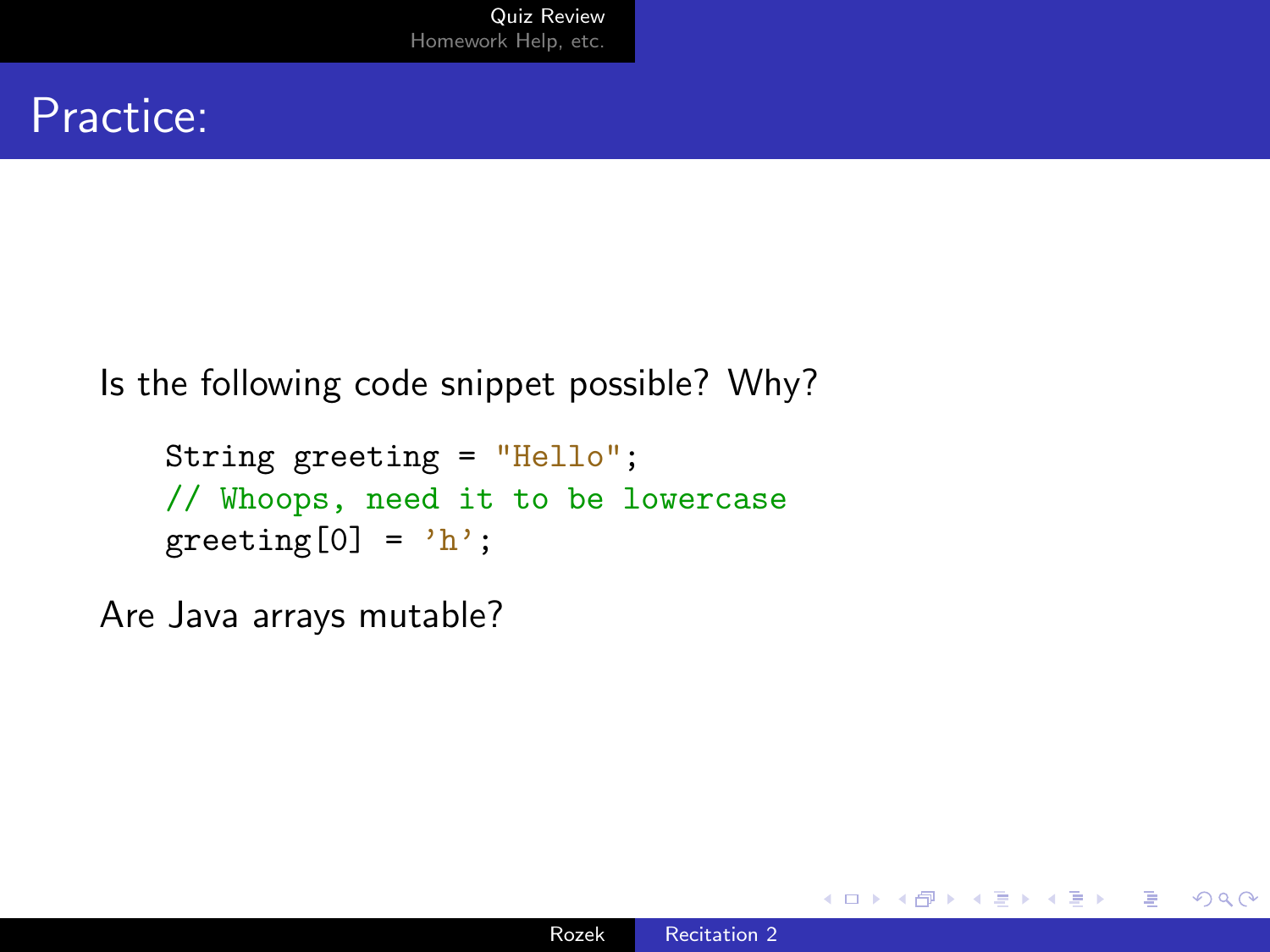# Practice:

Is the following code snippet possible? Why?

```
String greeting = "Hello";
// Whoops, need it to be lowercase
greeting[0] = 'h';
```

Are Java arrays mutable?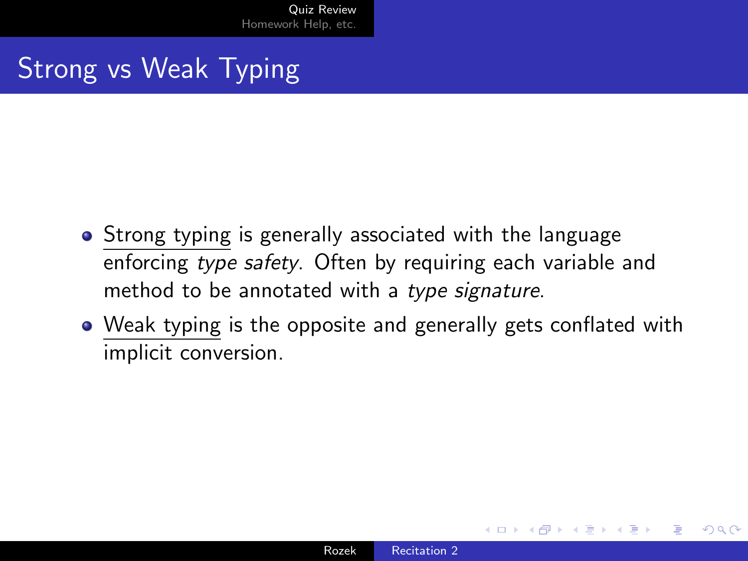## Strong vs Weak Typing

- Strong typing is generally associated with the language enforcing *type safety*. Often by requiring each variable and method to be annotated with a *type signature*.
- Weak typing is the opposite and generally gets conflated with implicit conversion.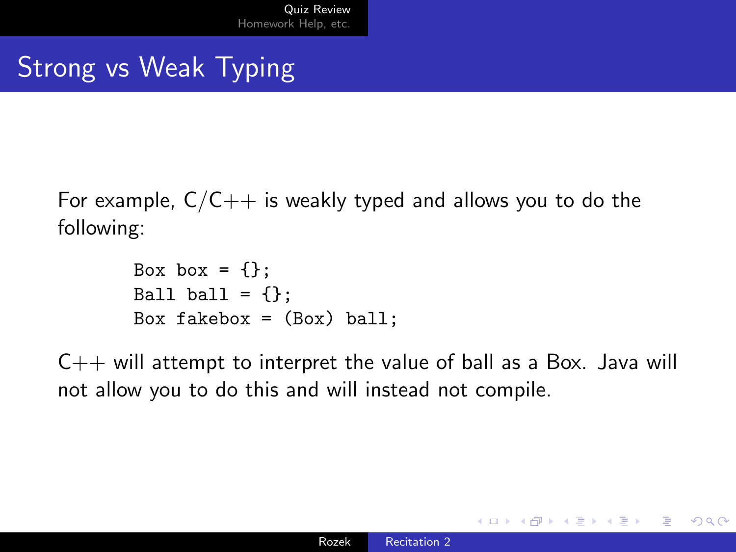# Strong vs Weak Typing

For example, C/C++ is weakly typed and allows you to do the following:

```
Box box = {};
Ball ball = {};
Box fakebox = (Box) ball;
```

C++ will attempt to interpret the value of ball as a Box. Java will not allow you to do this and will instead not compile.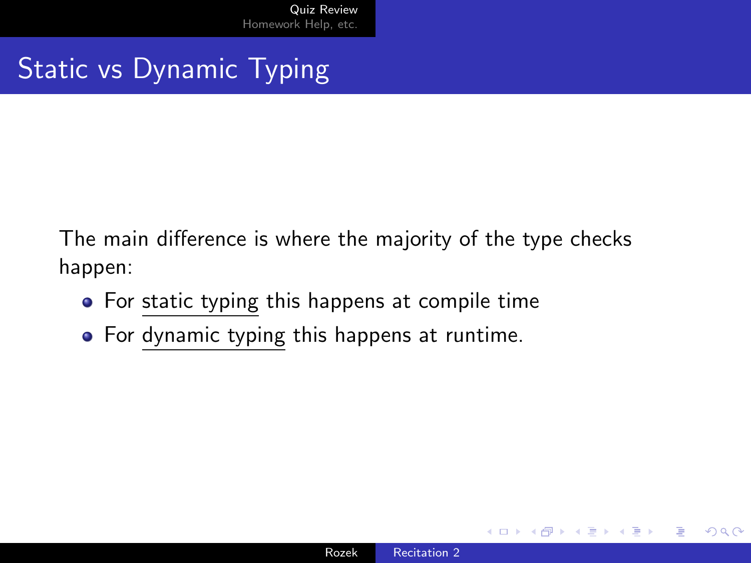# Static vs Dynamic Typing

The main difference is where the majority of the type checks happen:

- For static typing this happens at compile time
- For dynamic typing this happens at runtime.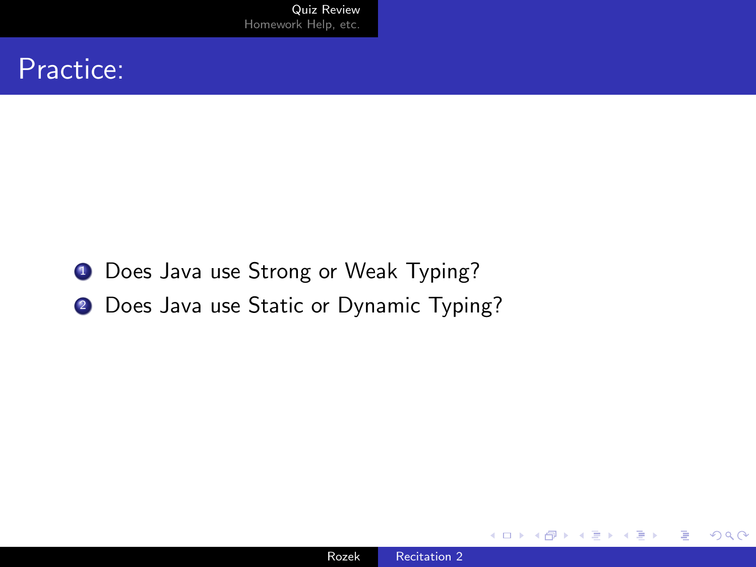# Practice:

1. Does Java use Strong or Weak Typing?
2. Does Java use Static or Dynamic Typing?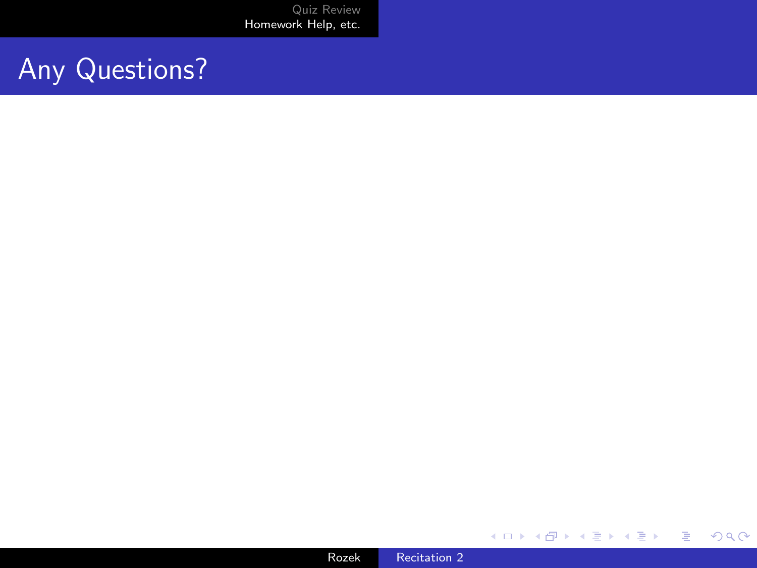# Any Questions?